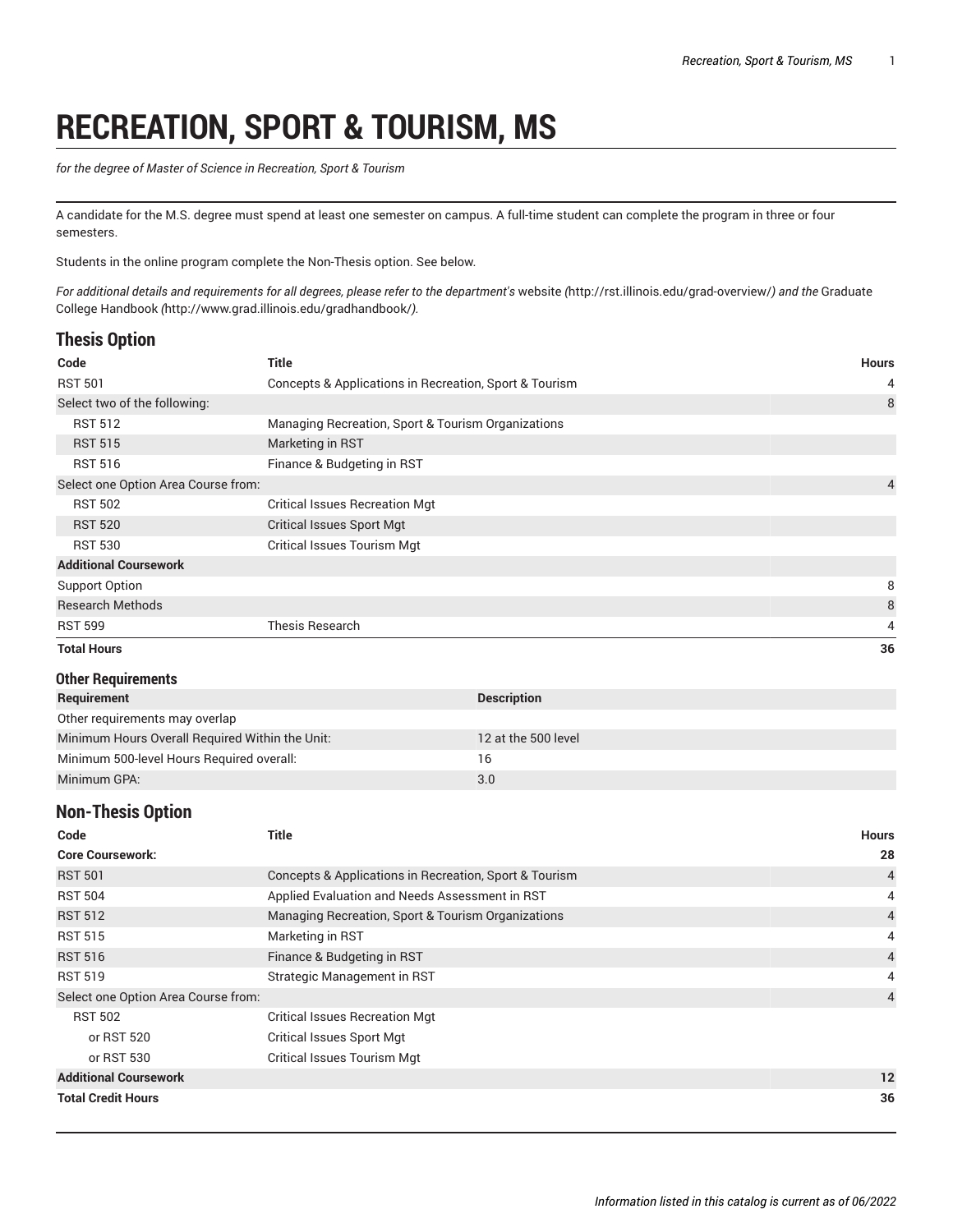# RECREATION, SPORT & TOURISM, MS

*for the degree of Master of Science in Recreation, Sport & Tourism*

A candidate for the M.S. degree must spend at least one semester on campus. A full-time student can complete the program in three or four semesters.

Students in the online program complete the Non-Thesis option. See below.

*For additional details and requirements for all degrees, please refer to the department's* website *(*http://rst.illinois.edu/grad-overview/*) and the* Graduate College Handbook *(*http://www.grad.illinois.edu/gradhandbook/*).*

## Thesis Option

| Code | Title | Hours |
|---|---|---|
| RST 501 | Concepts & Applications in Recreation, Sport & Tourism | 4 |
| Select two of the following: | | 8 |
| RST 512 | Managing Recreation, Sport & Tourism Organizations | |
| RST 515 | Marketing in RST | |
| RST 516 | Finance & Budgeting in RST | |
| Select one Option Area Course from: | | 4 |
| RST 502 | Critical Issues Recreation Mgt | |
| RST 520 | Critical Issues Sport Mgt | |
| RST 530 | Critical Issues Tourism Mgt | |
| **Additional Coursework** | | |
| Support Option | | 8 |
| Research Methods | | 8 |
| RST 599 | Thesis Research | 4 |
| **Total Hours** | | **36** |

### Other Requirements

| Requirement | Description |
|---|---|
| Other requirements may overlap | |
| Minimum Hours Overall Required Within the Unit: | 12 at the 500 level |
| Minimum 500-level Hours Required overall: | 16 |
| Minimum GPA: | 3.0 |

## Non-Thesis Option

| Code | Title | Hours |
|---|---|---|
| **Core Coursework:** | | **28** |
| RST 501 | Concepts & Applications in Recreation, Sport & Tourism | 4 |
| RST 504 | Applied Evaluation and Needs Assessment in RST | 4 |
| RST 512 | Managing Recreation, Sport & Tourism Organizations | 4 |
| RST 515 | Marketing in RST | 4 |
| RST 516 | Finance & Budgeting in RST | 4 |
| RST 519 | Strategic Management in RST | 4 |
| Select one Option Area Course from: | | 4 |
| RST 502 | Critical Issues Recreation Mgt | |
| or RST 520 | Critical Issues Sport Mgt | |
| or RST 530 | Critical Issues Tourism Mgt | |
| **Additional Coursework** | | **12** |
| **Total Credit Hours** | | **36** |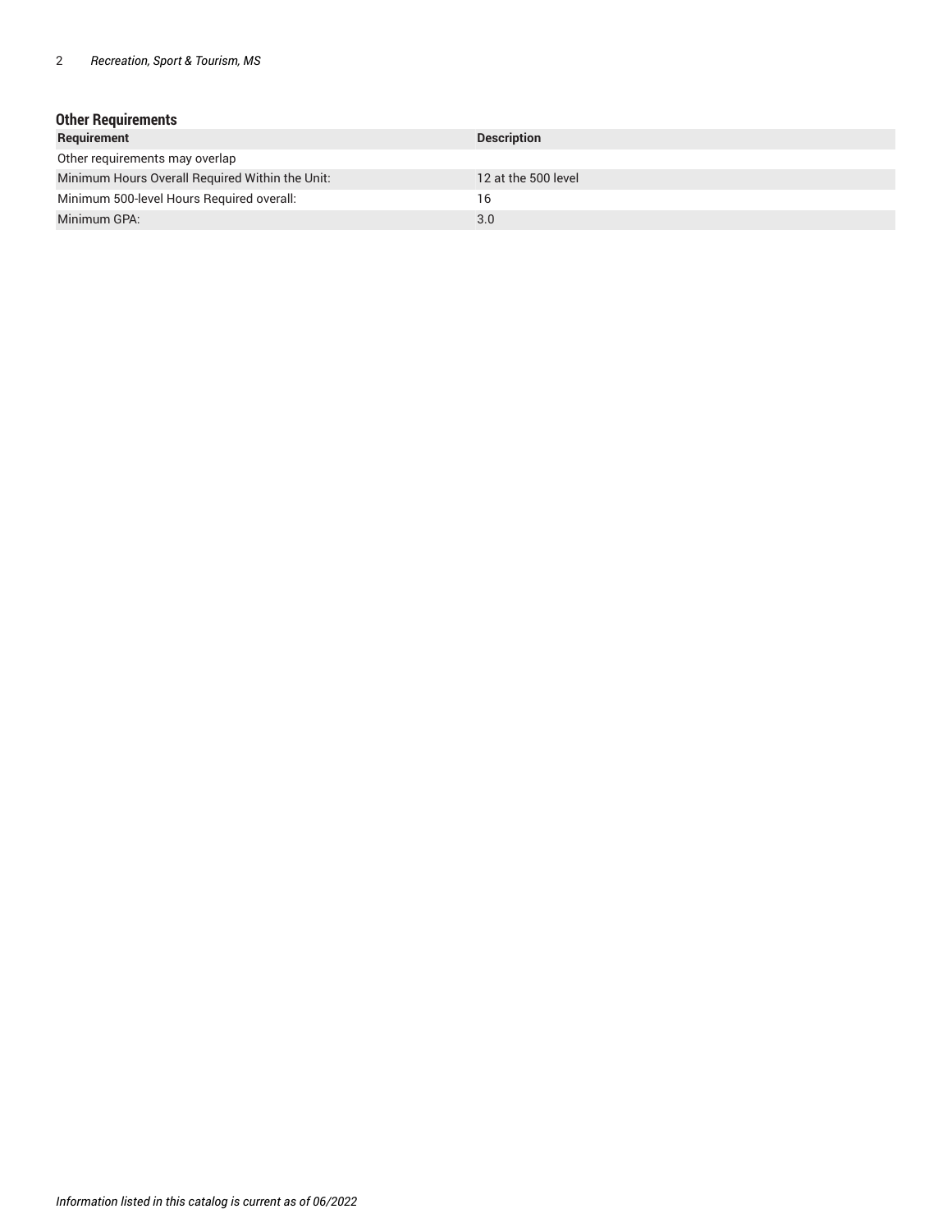### Other Requirements

| Requirement | Description |
| --- | --- |
| Other requirements may overlap | |
| Minimum Hours Overall Required Within the Unit: | 12 at the 500 level |
| Minimum 500-level Hours Required overall: | 16 |
| Minimum GPA: | 3.0 |

*Information listed in this catalog is current as of 06/2022*